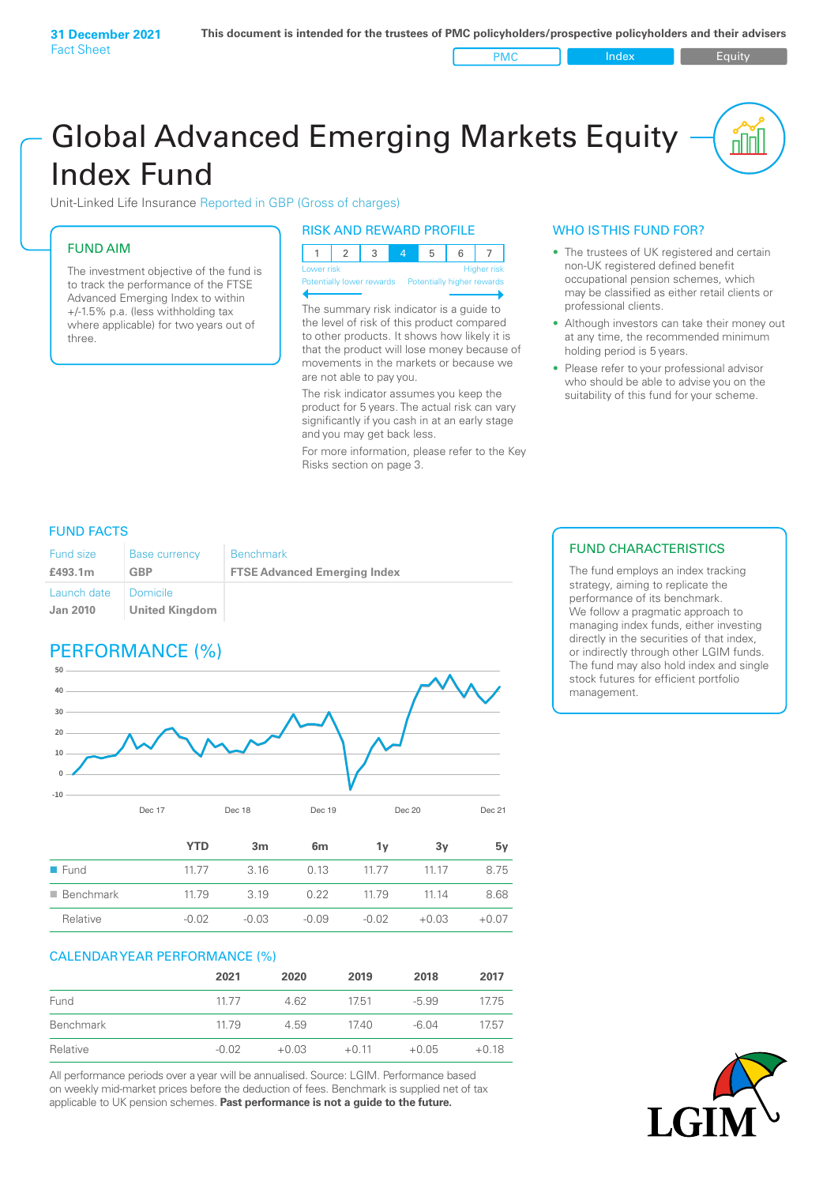**31 December 2021**
Fact Sheet

**This document is intended for the trustees of PMC policyholders/prospective policyholders and their advisers**

PMC | Index | Equity

# Global Advanced Emerging Markets Equity Index Fund

Unit-Linked Life Insurance Reported in GBP (Gross of charges)

## FUND AIM

The investment objective of the fund is to track the performance of the FTSE Advanced Emerging Index to within +/-1.5% p.a. (less withholding tax where applicable) for two years out of three.

## RISK AND REWARD PROFILE

| 1 | 2 | 3 | **4** | 5 | 6 | 7 |
|---|---|---|---|---|---|---|

Lower risk — Potentially lower rewards | Higher risk — Potentially higher rewards

The summary risk indicator is a guide to the level of risk of this product compared to other products. It shows how likely it is that the product will lose money because of movements in the markets or because we are not able to pay you.

The risk indicator assumes you keep the product for 5 years. The actual risk can vary significantly if you cash in at an early stage and you may get back less.

For more information, please refer to the Key Risks section on page 3.

## WHO IS THIS FUND FOR?

- The trustees of UK registered and certain non-UK registered defined benefit occupational pension schemes, which may be classified as either retail clients or professional clients.
- Although investors can take their money out at any time, the recommended minimum holding period is 5 years.
- Please refer to your professional advisor who should be able to advise you on the suitability of this fund for your scheme.

## FUND FACTS

| Fund size | Base currency | Benchmark |
|---|---|---|
| **£493.1m** | **GBP** | **FTSE Advanced Emerging Index** |
| Launch date | Domicile | |
| **Jan 2010** | **United Kingdom** | |

## FUND CHARACTERISTICS

The fund employs an index tracking strategy, aiming to replicate the performance of its benchmark.
We follow a pragmatic approach to managing index funds, either investing directly in the securities of that index, or indirectly through other LGIM funds. The fund may also hold index and single stock futures for efficient portfolio management.

## PERFORMANCE (%)

| | YTD | 3m | 6m | 1y | 3y | 5y |
|---|---|---|---|---|---|---|
| Fund | 11.77 | 3.16 | 0.13 | 11.77 | 11.17 | 8.75 |
| Benchmark | 11.79 | 3.19 | 0.22 | 11.79 | 11.14 | 8.68 |
| Relative | -0.02 | -0.03 | -0.09 | -0.02 | +0.03 | +0.07 |

## CALENDAR YEAR PERFORMANCE (%)

| | 2021 | 2020 | 2019 | 2018 | 2017 |
|---|---|---|---|---|---|
| Fund | 11.77 | 4.62 | 17.51 | -5.99 | 17.75 |
| Benchmark | 11.79 | 4.59 | 17.40 | -6.04 | 17.57 |
| Relative | -0.02 | +0.03 | +0.11 | +0.05 | +0.18 |

All performance periods over a year will be annualised. Source: LGIM. Performance based on weekly mid-market prices before the deduction of fees. Benchmark is supplied net of tax applicable to UK pension schemes. **Past performance is not a guide to the future.**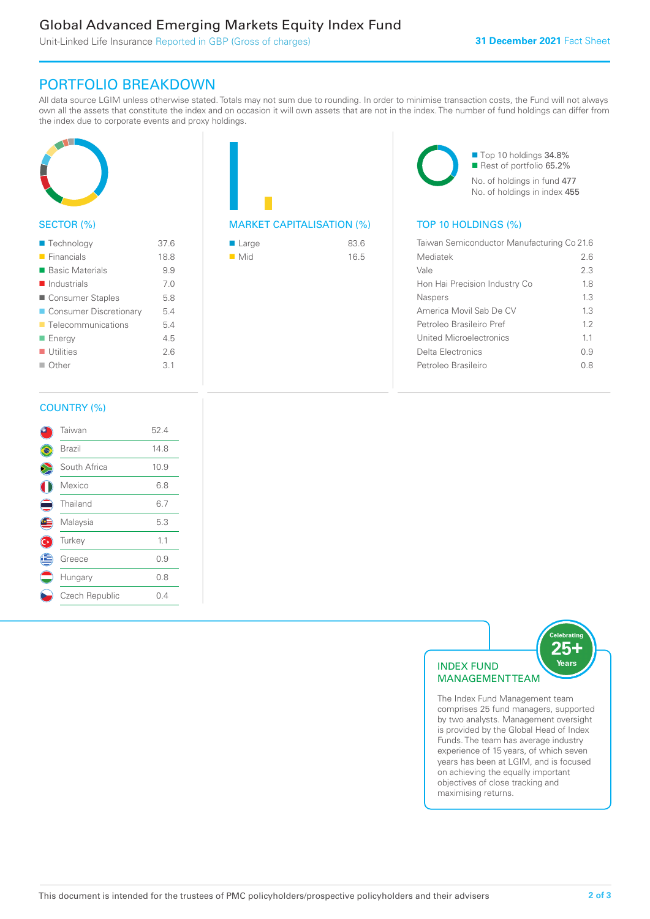# Global Advanced Emerging Markets Equity Index Fund

Unit-Linked Life Insurance Reported in GBP (Gross of charges)

**31 December 2021** Fact Sheet

## PORTFOLIO BREAKDOWN

All data source LGIM unless otherwise stated. Totals may not sum due to rounding. In order to minimise transaction costs, the Fund will not always own all the assets that constitute the index and on occasion it will own assets that are not in the index. The number of fund holdings can differ from the index due to corporate events and proxy holdings.

### SECTOR (%)

| | |
|---|---|
| Technology | 37.6 |
| Financials | 18.8 |
| Basic Materials | 9.9 |
| Industrials | 7.0 |
| Consumer Staples | 5.8 |
| Consumer Discretionary | 5.4 |
| Telecommunications | 5.4 |
| Energy | 4.5 |
| Utilities | 2.6 |
| Other | 3.1 |

### MARKET CAPITALISATION (%)

| | |
|---|---|
| Large | 83.6 |
| Mid | 16.5 |

Top 10 holdings 34.8%
Rest of portfolio 65.2%
No. of holdings in fund 477
No. of holdings in index 455

### TOP 10 HOLDINGS (%)

| | |
|---|---|
| Taiwan Semiconductor Manufacturing Co | 21.6 |
| Mediatek | 2.6 |
| Vale | 2.3 |
| Hon Hai Precision Industry Co | 1.8 |
| Naspers | 1.3 |
| America Movil Sab De CV | 1.3 |
| Petroleo Brasileiro Pref | 1.2 |
| United Microelectronics | 1.1 |
| Delta Electronics | 0.9 |
| Petroleo Brasileiro | 0.8 |

### COUNTRY (%)

| | |
|---|---|
| Taiwan | 52.4 |
| Brazil | 14.8 |
| South Africa | 10.9 |
| Mexico | 6.8 |
| Thailand | 6.7 |
| Malaysia | 5.3 |
| Turkey | 1.1 |
| Greece | 0.9 |
| Hungary | 0.8 |
| Czech Republic | 0.4 |

### INDEX FUND MANAGEMENT TEAM

Celebrating 25+ Years

The Index Fund Management team comprises 25 fund managers, supported by two analysts. Management oversight is provided by the Global Head of Index Funds. The team has average industry experience of 15 years, of which seven years has been at LGIM, and is focused on achieving the equally important objectives of close tracking and maximising returns.

This document is intended for the trustees of PMC policyholders/prospective policyholders and their advisers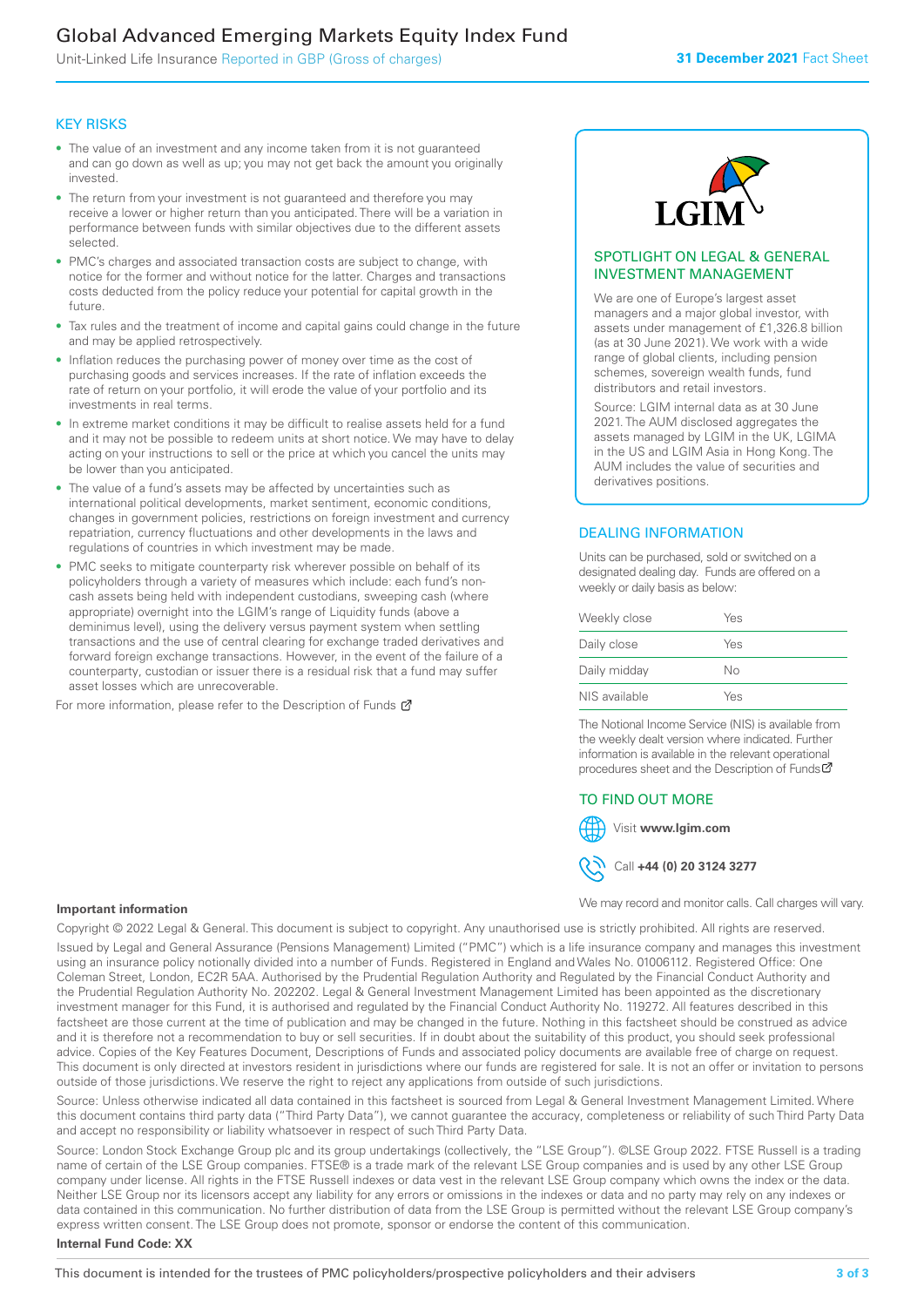## KEY RISKS

- The value of an investment and any income taken from it is not guaranteed and can go down as well as up; you may not get back the amount you originally invested.
- The return from your investment is not guaranteed and therefore you may receive a lower or higher return than you anticipated. There will be a variation in performance between funds with similar objectives due to the different assets selected.
- PMC's charges and associated transaction costs are subject to change, with notice for the former and without notice for the latter. Charges and transactions costs deducted from the policy reduce your potential for capital growth in the future.
- Tax rules and the treatment of income and capital gains could change in the future and may be applied retrospectively.
- Inflation reduces the purchasing power of money over time as the cost of purchasing goods and services increases. If the rate of inflation exceeds the rate of return on your portfolio, it will erode the value of your portfolio and its investments in real terms.
- In extreme market conditions it may be difficult to realise assets held for a fund and it may not be possible to redeem units at short notice. We may have to delay acting on your instructions to sell or the price at which you cancel the units may be lower than you anticipated.
- The value of a fund's assets may be affected by uncertainties such as international political developments, market sentiment, economic conditions, changes in government policies, restrictions on foreign investment and currency repatriation, currency fluctuations and other developments in the laws and regulations of countries in which investment may be made.
- PMC seeks to mitigate counterparty risk wherever possible on behalf of its policyholders through a variety of measures which include: each fund's non-cash assets being held with independent custodians, sweeping cash (where appropriate) overnight into the LGIM's range of Liquidity funds (above a deminimus level), using the delivery versus payment system when settling transactions and the use of central clearing for exchange traded derivatives and forward foreign exchange transactions. However, in the event of the failure of a counterparty, custodian or issuer there is a residual risk that a fund may suffer asset losses which are unrecoverable.

For more information, please refer to the Description of Funds

## SPOTLIGHT ON LEGAL & GENERAL INVESTMENT MANAGEMENT

We are one of Europe's largest asset managers and a major global investor, with assets under management of £1,326.8 billion (as at 30 June 2021). We work with a wide range of global clients, including pension schemes, sovereign wealth funds, fund distributors and retail investors.

Source: LGIM internal data as at 30 June 2021. The AUM disclosed aggregates the assets managed by LGIM in the UK, LGIMA in the US and LGIM Asia in Hong Kong. The AUM includes the value of securities and derivatives positions.

## DEALING INFORMATION

Units can be purchased, sold or switched on a designated dealing day. Funds are offered on a weekly or daily basis as below:

| | |
|---|---|
| Weekly close | Yes |
| Daily close | Yes |
| Daily midday | No |
| NIS available | Yes |

The Notional Income Service (NIS) is available from the weekly dealt version where indicated. Further information is available in the relevant operational procedures sheet and the Description of Funds

## TO FIND OUT MORE

Visit **www.lgim.com**

Call **+44 (0) 20 3124 3277**

We may record and monitor calls. Call charges will vary.

**Important information**

Copyright © 2022 Legal & General. This document is subject to copyright. Any unauthorised use is strictly prohibited. All rights are reserved.

Issued by Legal and General Assurance (Pensions Management) Limited ("PMC") which is a life insurance company and manages this investment using an insurance policy notionally divided into a number of Funds. Registered in England and Wales No. 01006112. Registered Office: One Coleman Street, London, EC2R 5AA. Authorised by the Prudential Regulation Authority and Regulated by the Financial Conduct Authority and the Prudential Regulation Authority No. 202202. Legal & General Investment Management Limited has been appointed as the discretionary investment manager for this Fund, it is authorised and regulated by the Financial Conduct Authority No. 119272. All features described in this factsheet are those current at the time of publication and may be changed in the future. Nothing in this factsheet should be construed as advice and it is therefore not a recommendation to buy or sell securities. If in doubt about the suitability of this product, you should seek professional advice. Copies of the Key Features Document, Descriptions of Funds and associated policy documents are available free of charge on request. This document is only directed at investors resident in jurisdictions where our funds are registered for sale. It is not an offer or invitation to persons outside of those jurisdictions. We reserve the right to reject any applications from outside of such jurisdictions.

Source: Unless otherwise indicated all data contained in this factsheet is sourced from Legal & General Investment Management Limited. Where this document contains third party data ("Third Party Data"), we cannot guarantee the accuracy, completeness or reliability of such Third Party Data and accept no responsibility or liability whatsoever in respect of such Third Party Data.

Source: London Stock Exchange Group plc and its group undertakings (collectively, the "LSE Group"). ©LSE Group 2022. FTSE Russell is a trading name of certain of the LSE Group companies. FTSE® is a trade mark of the relevant LSE Group companies and is used by any other LSE Group company under license. All rights in the FTSE Russell indexes or data vest in the relevant LSE Group company which owns the index or the data. Neither LSE Group nor its licensors accept any liability for any errors or omissions in the indexes or data and no party may rely on any indexes or data contained in this communication. No further distribution of data from the LSE Group is permitted without the relevant LSE Group company's express written consent. The LSE Group does not promote, sponsor or endorse the content of this communication.

**Internal Fund Code: XX**

This document is intended for the trustees of PMC policyholders/prospective policyholders and their advisers